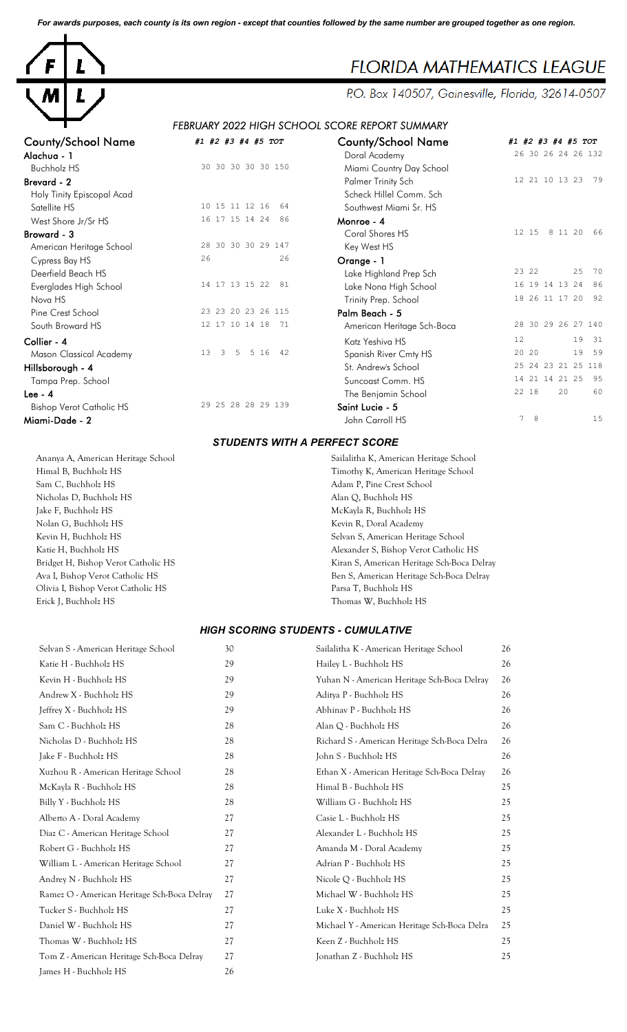*For awards purposes, each county is its own region - except that counties followed by the same number are grouped together as one region.*

# FLORIDA MATHEMATICS LEAGUE

P.O. Box 140507, Gainesville, Florida, 32614-0507

## *FEBRUARY 2022 HIGH SCHOOL SCORE REPORT SUMMARY*

| County/School Name | #1 | #2 | #3 | #4 | #5 | TOT |
|---|---|---|---|---|---|---|
| **Alachua - 1** | | | | | | |
| Buchholz HS | 30 | 30 | 30 | 30 | 30 | 150 |
| **Brevard - 2** | | | | | | |
| Holy Tinity Episcopal Acad | | | | | | |
| Satellite HS | 10 | 15 | 11 | 12 | 16 | 64 |
| West Shore Jr/Sr HS | 16 | 17 | 15 | 14 | 24 | 86 |
| **Broward - 3** | | | | | | |
| American Heritage School | 28 | 30 | 30 | 30 | 29 | 147 |
| Cypress Bay HS | 26 | | | | | 26 |
| Deerfield Beach HS | | | | | | |
| Everglades High School | 14 | 17 | 13 | 15 | 22 | 81 |
| Nova HS | | | | | | |
| Pine Crest School | 23 | 23 | 20 | 23 | 26 | 115 |
| South Broward HS | 12 | 17 | 10 | 14 | 18 | 71 |
| **Collier - 4** | | | | | | |
| Mason Classical Academy | 13 | 3 | 5 | 5 | 16 | 42 |
| **Hillsborough - 4** | | | | | | |
| Tampa Prep. School | | | | | | |
| **Lee - 4** | | | | | | |
| Bishop Verot Catholic HS | 29 | 25 | 28 | 28 | 29 | 139 |
| **Miami-Dade - 2** | | | | | | |
| Doral Academy | 26 | 30 | 26 | 24 | 26 | 132 |
| Miami Country Day School | | | | | | |
| Palmer Trinity Sch | 12 | 21 | 10 | 13 | 23 | 79 |
| Scheck Hillel Comm. Sch | | | | | | |
| Southwest Miami Sr. HS | | | | | | |
| **Monroe - 4** | | | | | | |
| Coral Shores HS | 12 | 15 | 8 | 11 | 20 | 66 |
| Key West HS | | | | | | |
| **Orange - 1** | | | | | | |
| Lake Highland Prep Sch | 23 | 22 | | | 25 | 70 |
| Lake Nona High School | 16 | 19 | 14 | 13 | 24 | 86 |
| Trinity Prep. School | 18 | 26 | 11 | 17 | 20 | 92 |
| **Palm Beach - 5** | | | | | | |
| American Heritage Sch-Boca | 28 | 30 | 29 | 26 | 27 | 140 |
| Katz Yeshiva HS | 12 | | | | 19 | 31 |
| Spanish River Cmty HS | 20 | 20 | | | 19 | 59 |
| St. Andrew's School | 25 | 24 | 23 | 21 | 25 | 118 |
| Suncoast Comm. HS | 14 | 21 | 14 | 21 | 25 | 95 |
| The Benjamin School | 22 | 18 | | 20 | | 60 |
| **Saint Lucie - 5** | | | | | | |
| John Carroll HS | 7 | 8 | | | | 15 |

### *STUDENTS WITH A PERFECT SCORE*

Ananya A, American Heritage School
Himal B, Buchholz HS
Sam C, Buchholz HS
Nicholas D, Buchholz HS
Jake F, Buchholz HS
Nolan G, Buchholz HS
Kevin H, Buchholz HS
Katie H, Buchholz HS
Bridget H, Bishop Verot Catholic HS
Ava I, Bishop Verot Catholic HS
Olivia I, Bishop Verot Catholic HS
Erick J, Buchholz HS
Sailalitha K, American Heritage School
Timothy K, American Heritage School
Adam P, Pine Crest School
Alan Q, Buchholz HS
McKayla R, Buchholz HS
Kevin R, Doral Academy
Selvan S, American Heritage School
Alexander S, Bishop Verot Catholic HS
Kiran S, American Heritage Sch-Boca Delray
Ben S, American Heritage Sch-Boca Delray
Parsa T, Buchholz HS
Thomas W, Buchholz HS

### *HIGH SCORING STUDENTS - CUMULATIVE*

| Student | Score |
|---|---|
| Selvan S - American Heritage School | 30 |
| Katie H - Buchholz HS | 29 |
| Kevin H - Buchholz HS | 29 |
| Andrew X - Buchholz HS | 29 |
| Jeffrey X - Buchholz HS | 29 |
| Sam C - Buchholz HS | 28 |
| Nicholas D - Buchholz HS | 28 |
| Jake F - Buchholz HS | 28 |
| Xuzhou R - American Heritage School | 28 |
| McKayla R - Buchholz HS | 28 |
| Billy Y - Buchholz HS | 28 |
| Alberto A - Doral Academy | 27 |
| Diaz C - American Heritage School | 27 |
| Robert G - Buchholz HS | 27 |
| William L - American Heritage School | 27 |
| Andrey N - Buchholz HS | 27 |
| Ramez O - American Heritage Sch-Boca Delray | 27 |
| Tucker S - Buchholz HS | 27 |
| Daniel W - Buchholz HS | 27 |
| Thomas W - Buchholz HS | 27 |
| Tom Z - American Heritage Sch-Boca Delray | 27 |
| James H - Buchholz HS | 26 |
| Sailalitha K - American Heritage School | 26 |
| Hailey L - Buchholz HS | 26 |
| Yuhan N - American Heritage Sch-Boca Delray | 26 |
| Aditya P - Buchholz HS | 26 |
| Abhinav P - Buchholz HS | 26 |
| Alan Q - Buchholz HS | 26 |
| Richard S - American Heritage Sch-Boca Delra | 26 |
| John S - Buchholz HS | 26 |
| Ethan X - American Heritage Sch-Boca Delray | 26 |
| Himal B - Buchholz HS | 25 |
| William G - Buchholz HS | 25 |
| Casie L - Buchholz HS | 25 |
| Alexander L - Buchholz HS | 25 |
| Amanda M - Doral Academy | 25 |
| Adrian P - Buchholz HS | 25 |
| Nicole Q - Buchholz HS | 25 |
| Michael W - Buchholz HS | 25 |
| Luke X - Buchholz HS | 25 |
| Michael Y - American Heritage Sch-Boca Delra | 25 |
| Keen Z - Buchholz HS | 25 |
| Jonathan Z - Buchholz HS | 25 |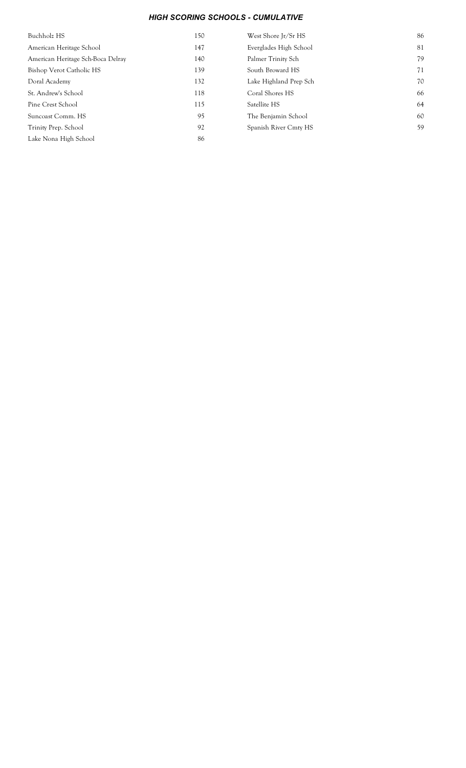### *HIGH SCORING SCHOOLS - CUMULATIVE*

| | |
|---|---|
| Buchholz HS | 150 |
| American Heritage School | 147 |
| American Heritage Sch-Boca Delray | 140 |
| Bishop Verot Catholic HS | 139 |
| Doral Academy | 132 |
| St. Andrew's School | 118 |
| Pine Crest School | 115 |
| Suncoast Comm. HS | 95 |
| Trinity Prep. School | 92 |
| Lake Nona High School | 86 |
| West Shore Jr/Sr HS | 86 |
| Everglades High School | 81 |
| Palmer Trinity Sch | 79 |
| South Broward HS | 71 |
| Lake Highland Prep Sch | 70 |
| Coral Shores HS | 66 |
| Satellite HS | 64 |
| The Benjamin School | 60 |
| Spanish River Cmty HS | 59 |